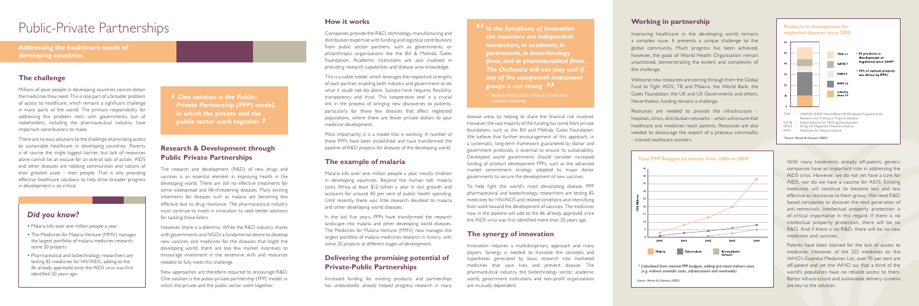# Public-Private Partnerships

**Addressing the healthcare needs of developing countries**

## The challenge

Millions of poor people in developing countries cannot obtain the medicines they need. This is one part of a broader problem of access to healthcare, which remains a significant challenge in many parts of the world. The primary responsibility for addressing this problem rests with governments, but all stakeholders, including the pharmaceutical industry, have important contributions to make.

There are no easy solutions to the challenge of providing access to sustainable healthcare in developing countries. Poverty is of course the single biggest barrier, but lack of resources alone cannot be an excuse for an overall lack of action. AIDS and other diseases are robbing communities and nations of their greatest asset – their people. That is why providing effective healthcare solutions to help drive broader progress in development is so critical.

## *Did you know?*

- Malaria kills over one million people a year
- The Medicines for Malaria Venture (MMV) manages the largest portfolio of malaria medicines research, some 20 projects
- Pharmaceutical and biotechnology researchers are testing 82 medicines for HIV/AIDS, adding to the 86 already approved since the AIDS virus was first identified 20 years ago

> *' One solution is the Public-Private Partnership (PPP) model, in which the private and the public sector work together '*

## Research & Development through Public Private Partnerships

The research and development (R&D) of new drugs and vaccines is an essential element in improving health in the developing world. There are still no effective treatments for some widespread and life-threatening diseases. Many existing treatments for diseases such as malaria are becoming less effective due to drug resistance. The pharmaceutical industry must continue to invest in innovation to seek better solutions for tackling these killers.

However, there is a dilemma. While the R&D industry shares with governments and NGOs a fundamental desire to develop new vaccines and medicines for the diseases that blight the developing world, there are too few market incentives to encourage investment in the extensive skills and resources needed to fully meet this challenge.

New approaches are therefore required to encourage R&D. One solution is the public-private partnership (PPP) model, in which the private and the public sector work together.

## How it works

Companies provide the R&D, technology, manufacturing and distribution expertise with funding and logistical contributions from public sector partners, such as governments, or philanthropic organizations like the Bill & Melinda Gates Foundation. Academic institutions are also involved in providing research capabilities and disease area knowledge.

This is a viable model, which leverages the respective strengths of each partner, enabling both industry and government to do what it could not do alone. Success here requires flexibility, transparency and trust. This cooperative tool is a crucial link in the process of bringing new discoveries to patients, particularly for those few diseases that affect neglected populations, where there are fewer private dollars to spur medicine development.

Most importantly, it is a model that is working. A number of these PPPs have been established and have transformed the pipeline of R&D projects for diseases of the developing world.

## The example of malaria

Malaria kills over one million people a year, mostly children in developing countries. Beyond the human toll, malaria costs Africa at least $12 billion a year in lost growth and accounts for around 40 per cent of public health spending. Until recently there was little research devoted to malaria and other developing world diseases.

In the last five years, PPPs have transformed the research landscape into malaria and other developing world diseases. The Medicines for Malaria Venture (MMV) now manages the largest portfolio of malaria medicines research in history, with some 20 projects at different stages of development.

## Delivering the promising potential of Private-Public Partnerships

Increased funding for existing products and partnerships has undoubtedly already helped progress research in many disease areas by helping to share the financial risk involved. However, the vast majority of this funding has come from private foundations such as the Bill and Melinda Gates Foundation. We believe that further encouragement of this approach, in a systematic, long-term framework guaranteed by donor and government protocols, is essential to ensure its sustainability. Developed world governments should consider increased funding of product development PPPs, such as the advanced market commitment strategy adopted by major donor governments to secure the development of new vaccines.

> *" In the Symphony of Innovation the musicians are independent researchers, in academia, in government, in biotechnology firms, and in pharmaceutical firms. The Orchestra will not play well if any of the component instrument groups is not strong "*
>
> – *Herbert Pardes, Dean of Faculty of Medicine, Columbia University*

To help fight the world's most devastating disease, PPP pharmaceutical and biotechnology researchers are testing 82 medicines for HIV/AIDS and related conditions and intensifying their work toward the development of vaccines. The medicines now in the pipeline will add to the 86 already approved since the AIDS virus was first identified more than 20 years ago.

## The synergy of innovation

Innovation requires a multidisciplinary approach and many players. Synergy is needed to translate the concepts and hypotheses generated by basic research into marketed medicines that save lives and prevent disease. The pharmaceutical industry, the biotechnology sector, academic world, government institutions and non-profit organizations are mutually dependent.

## Working in partnership

Improving healthcare in the developing world remains a complex issue. It presents a unique challenge to the global community. Much progress has been achieved, however, the goals of World Health Organisation remain unachieved, demonstrating the extent and complexity of the challenge.

Welcome new resources are coming through from the Global Fund to Fight AIDS, TB and Malaria; the World Bank; the Gates Foundation; the UK and US Governments and others. Nevertheless, funding remains a challenge.

Resources are needed to provide the infrastructure – hospitals, clinics, distribution networks – which will ensure that healthcare and medicines reach patients. Resources are also needed to discourage the export of a precious commodity – trained healthcare workers.

**Total PPP Budgets by disease from 2000 to 2004***

Legend: Malaria, Tuberculosis, Kinetoplastid diseases

*\* Calculated from internal PPP budgets, adding pro-rated indirect costs (e.g. indirect scientific costs, infrastructure and overheads)*

*Source: Moran & Guzman (2005)*

**Products in development for neglected diseases since 2000**

- TDR 11
- GATB 7
- DNDi 5
- MMV 22
- Industry alone 11

- 55 products in development or registered since 2000*
- 75% of current projects are driven by PPPs

TDR – UNICEF/UNDP/World Bank/WHO Special Programme for Research and Training in Tropical Diseases
GATB – Global Alliance for TB Drug Development
DNDi – Drugs for Neglected Diseases Initiative
MMV – Medicines for Malaria Venture

*\*Source: Moran & Guzman (2005)*

With many treatments already off-patent, generic companies have an important role in addressing the AIDS crisis. However, we do not yet have a cure for AIDS, nor do we have a vaccine for AIDS. Existing medicines will continue to become less and less effective as resistance to them grows. We need R&D based companies to discover the next generation of anti-retrovirals. Intellectual property protection is of critical importance in this regard. If there is no intellectual property protection, there will be no R&D. And if there is no R&D, there will be no new medicines and vaccines.

Patents have been blamed for the lack of access to medicines. However, of the 325 medicines on the WHO's Essential Medicines List, over 95 per cent are off-patent and yet the WHO say that a third of the world's population have no reliable access to them. Better infrastructure and sustainable delivery systems are key to the solution.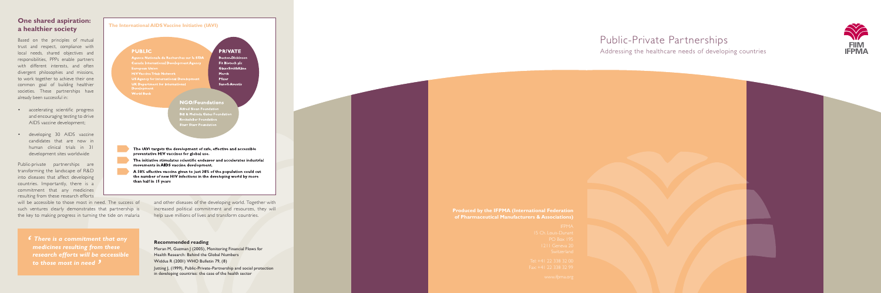## One shared aspiration: a healthier society

Based on the principles of mutual trust and respect, compliance with local needs, shared objectives and responsibilities, PPPs enable partners with different interests, and often divergent philosophies and missions, to work together to achieve their one common goal of building healthier societies. These partnerships have already been successful in:

- accelerating scientific progress and encouraging testing to drive AIDS vaccine development;
- developing 30 AIDS vaccine candidates that are now in human clinical trials in 31 development sites worldwide

Public-private partnerships are transforming the landscape of R&D into diseases that affect developing countries. Importantly, there is a commitment that any medicines resulting from these research efforts will be accessible to those most in need. The success of such ventures clearly demonstrates that partnership is the key to making progress in turning the tide on malaria and other diseases of the developing world. Together with increased political commitment and resources, they will help save millions of lives and transform countries.

### The International AIDS Vaccine Initiative (IAVI)

**PUBLIC**

Agence Nationale de Recherches sur le SIDA
Canada International Development Agency
European Union
HIV Vaccine Trials Network
US Agency for International Development
UK Department for International Development
World Bank

**PRIVATE**

Becton-Dickinson
Fit Biotech plc
GlaxoSmithKline
Merck
Pfizer
Sanofi-Aventis

**NGO/Foundations**

Alfred Sloan Foundation
Bill & Melinda Gates Foundation
Rockefeller Foundation
Starr Starr Foundation

- The IAVI targets the development of safe, effective and accessible preventative HIV vaccines for global use.
- The initiative stimulates scientific endeavor and accelerates industrial movements in AIDS vaccine development.
- A 50% effective vaccine given to just 30% of the population could cut the number of new HIV infections in the developing world by more than half in 15 years

*"There is a commitment that any medicines resulting from these research efforts will be accessible to those most in need"*

### Recommended reading

Moran M, Guzman J (2005), Monitoring Financial Flows for Health Research: Behind the Global Numbers

Widdus R (2001) WHO Bulletin 79, (8)

Jutting J, (1999), Public-Private-Partnership and social protection in developing countries: the case of the health sector

**Produced by the IFPMA (International Federation of Pharmaceutical Manufacturers & Associations)**

IFPMA
15 Ch. Louis-Dunant
PO Box 195
1211 Geneva 20
Switzerland

Tel: +41 22 338 32 00
Fax: +41 22 338 32 99

www.ifpma.org

# Public-Private Partnerships

Addressing the healthcare needs of developing countries

FIIM IFPMA